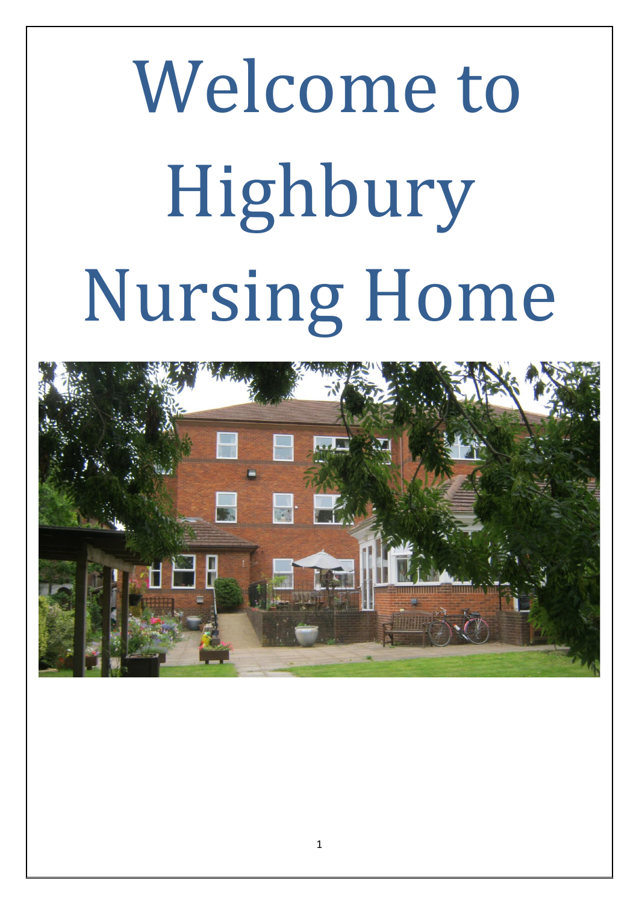# Welcome to Highbury Nursing Home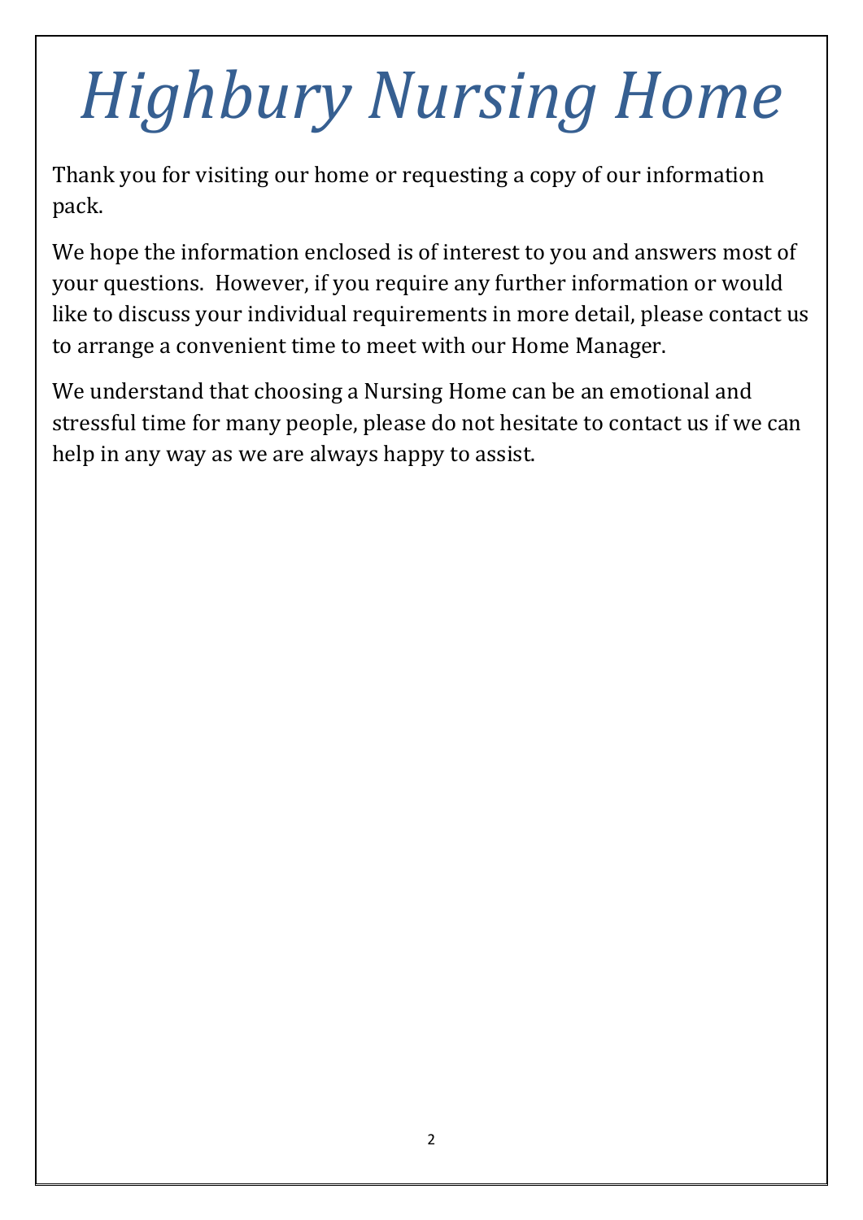# *Highbury Nursing Home*

Thank you for visiting our home or requesting a copy of our information pack.

We hope the information enclosed is of interest to you and answers most of your questions. However, if you require any further information or would like to discuss your individual requirements in more detail, please contact us to arrange a convenient time to meet with our Home Manager.

We understand that choosing a Nursing Home can be an emotional and stressful time for many people, please do not hesitate to contact us if we can help in any way as we are always happy to assist.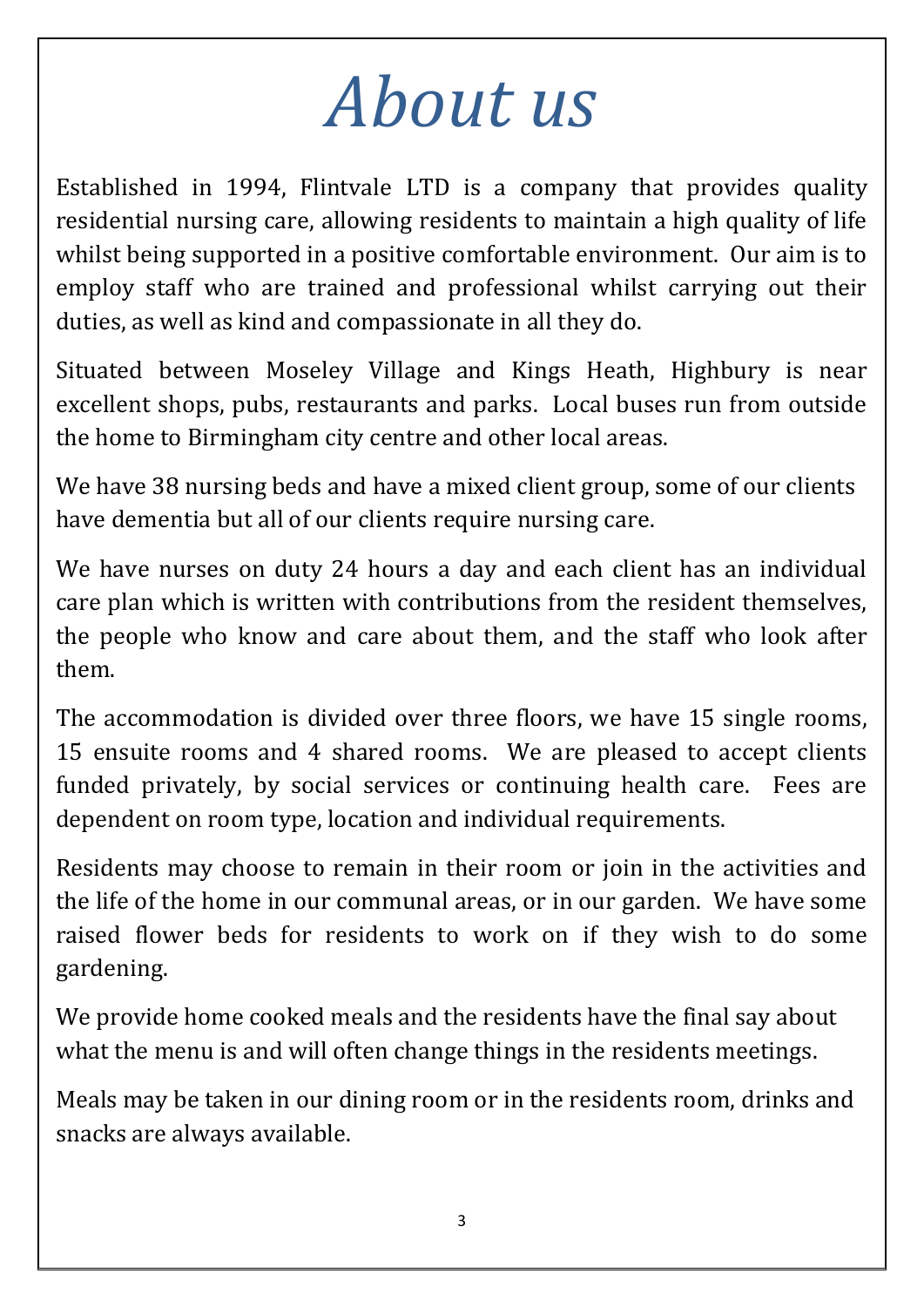# *About us*

Established in 1994, Flintvale LTD is a company that provides quality residential nursing care, allowing residents to maintain a high quality of life whilst being supported in a positive comfortable environment. Our aim is to employ staff who are trained and professional whilst carrying out their duties, as well as kind and compassionate in all they do.

Situated between Moseley Village and Kings Heath, Highbury is near excellent shops, pubs, restaurants and parks. Local buses run from outside the home to Birmingham city centre and other local areas.

We have 38 nursing beds and have a mixed client group, some of our clients have dementia but all of our clients require nursing care.

We have nurses on duty 24 hours a day and each client has an individual care plan which is written with contributions from the resident themselves, the people who know and care about them, and the staff who look after them.

The accommodation is divided over three floors, we have 15 single rooms, 15 ensuite rooms and 4 shared rooms. We are pleased to accept clients funded privately, by social services or continuing health care. Fees are dependent on room type, location and individual requirements.

Residents may choose to remain in their room or join in the activities and the life of the home in our communal areas, or in our garden. We have some raised flower beds for residents to work on if they wish to do some gardening.

We provide home cooked meals and the residents have the final say about what the menu is and will often change things in the residents meetings.

Meals may be taken in our dining room or in the residents room, drinks and snacks are always available.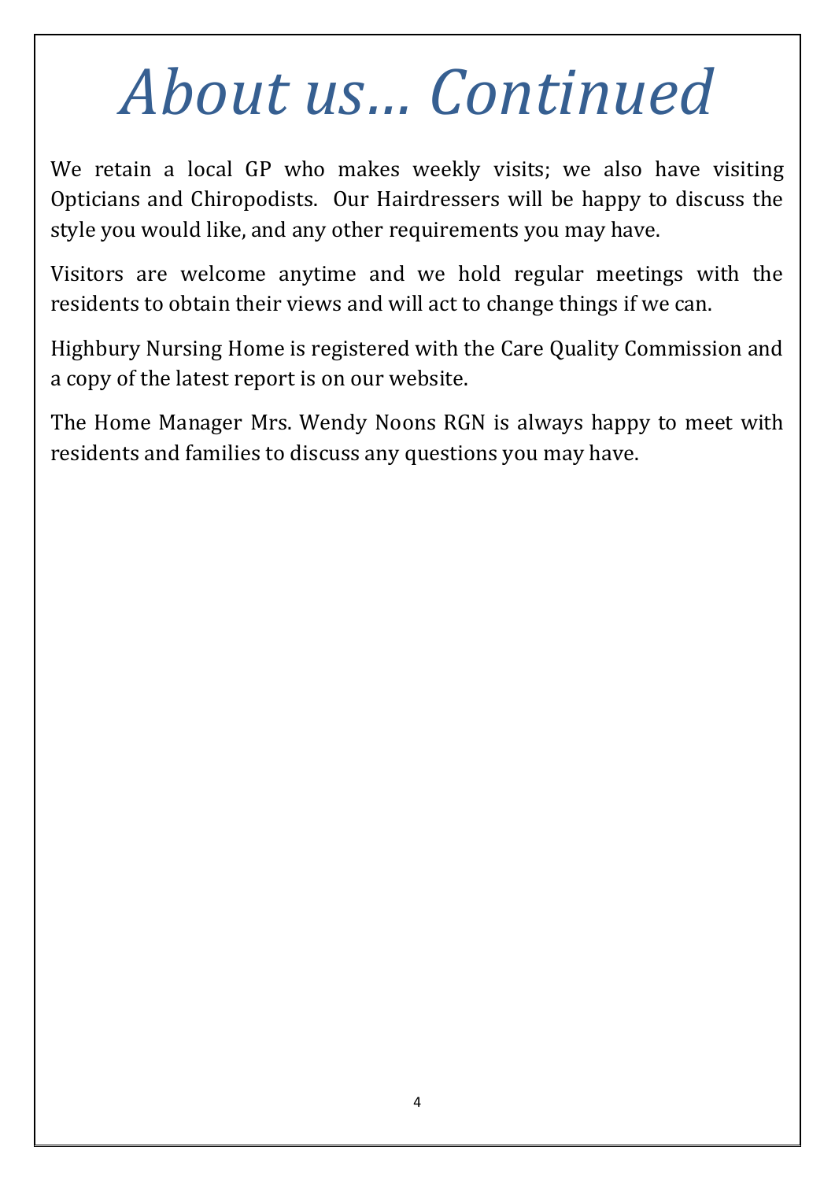# *About us… Continued*

We retain a local GP who makes weekly visits; we also have visiting Opticians and Chiropodists. Our Hairdressers will be happy to discuss the style you would like, and any other requirements you may have.

Visitors are welcome anytime and we hold regular meetings with the residents to obtain their views and will act to change things if we can.

Highbury Nursing Home is registered with the Care Quality Commission and a copy of the latest report is on our website.

The Home Manager Mrs. Wendy Noons RGN is always happy to meet with residents and families to discuss any questions you may have.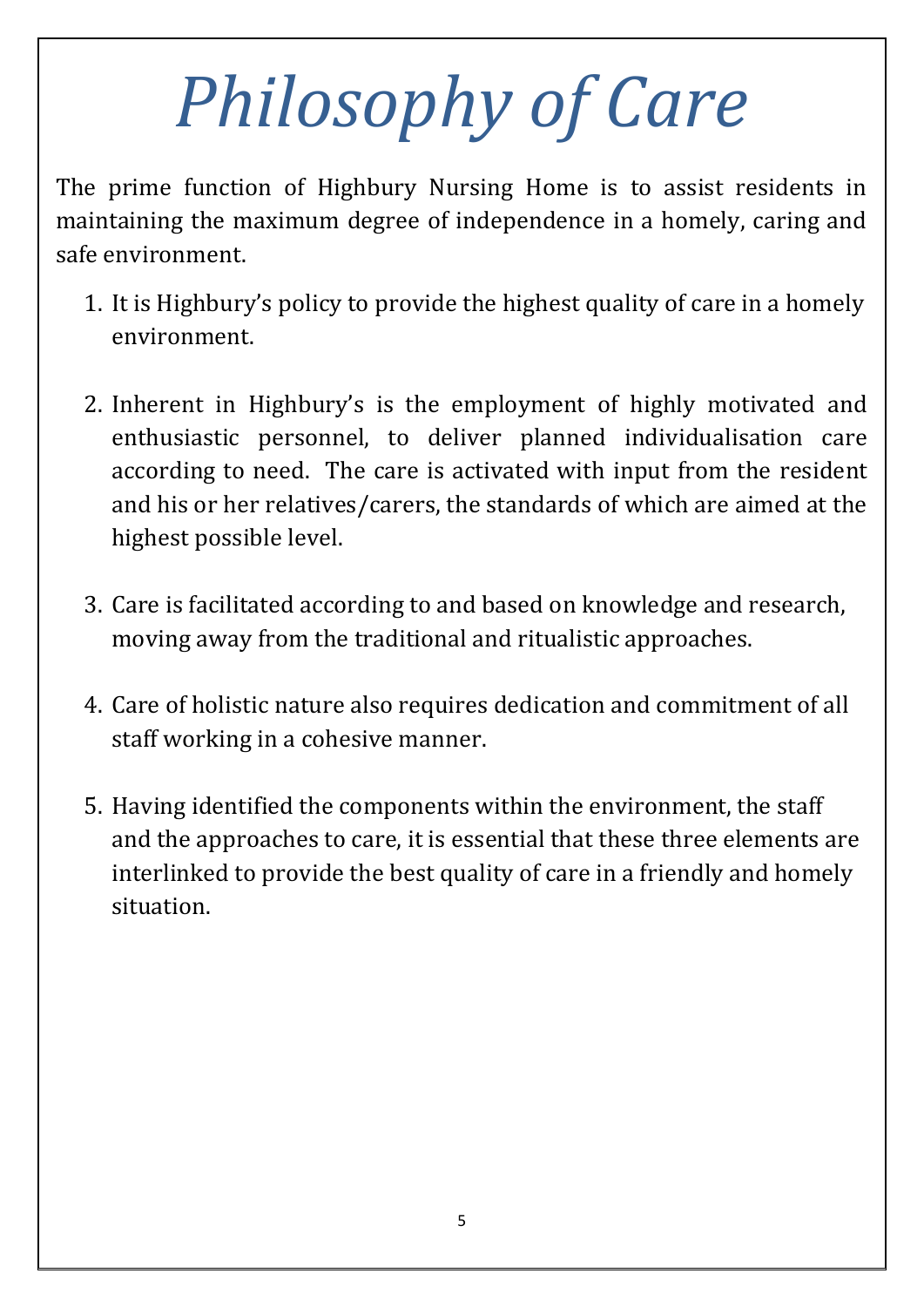# *Philosophy of Care*

The prime function of Highbury Nursing Home is to assist residents in maintaining the maximum degree of independence in a homely, caring and safe environment.

1. It is Highbury's policy to provide the highest quality of care in a homely environment.

2. Inherent in Highbury's is the employment of highly motivated and enthusiastic personnel, to deliver planned individualisation care according to need. The care is activated with input from the resident and his or her relatives/carers, the standards of which are aimed at the highest possible level.

3. Care is facilitated according to and based on knowledge and research, moving away from the traditional and ritualistic approaches.

4. Care of holistic nature also requires dedication and commitment of all staff working in a cohesive manner.

5. Having identified the components within the environment, the staff and the approaches to care, it is essential that these three elements are interlinked to provide the best quality of care in a friendly and homely situation.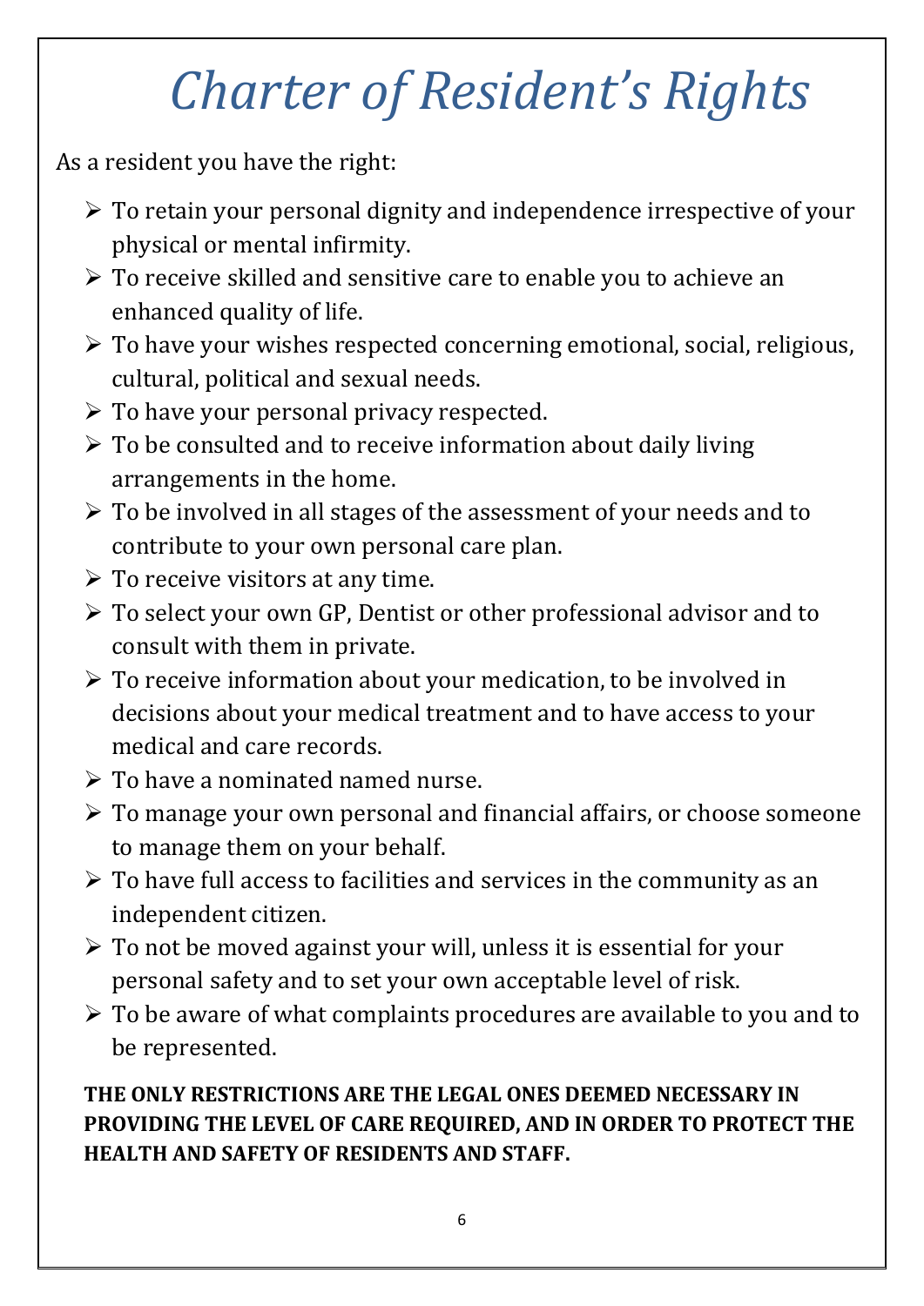# *Charter of Resident's Rights*

As a resident you have the right:

- To retain your personal dignity and independence irrespective of your physical or mental infirmity.
- To receive skilled and sensitive care to enable you to achieve an enhanced quality of life.
- To have your wishes respected concerning emotional, social, religious, cultural, political and sexual needs.
- To have your personal privacy respected.
- To be consulted and to receive information about daily living arrangements in the home.
- To be involved in all stages of the assessment of your needs and to contribute to your own personal care plan.
- To receive visitors at any time.
- To select your own GP, Dentist or other professional advisor and to consult with them in private.
- To receive information about your medication, to be involved in decisions about your medical treatment and to have access to your medical and care records.
- To have a nominated named nurse.
- To manage your own personal and financial affairs, or choose someone to manage them on your behalf.
- To have full access to facilities and services in the community as an independent citizen.
- To not be moved against your will, unless it is essential for your personal safety and to set your own acceptable level of risk.
- To be aware of what complaints procedures are available to you and to be represented.

**THE ONLY RESTRICTIONS ARE THE LEGAL ONES DEEMED NECESSARY IN PROVIDING THE LEVEL OF CARE REQUIRED, AND IN ORDER TO PROTECT THE HEALTH AND SAFETY OF RESIDENTS AND STAFF.**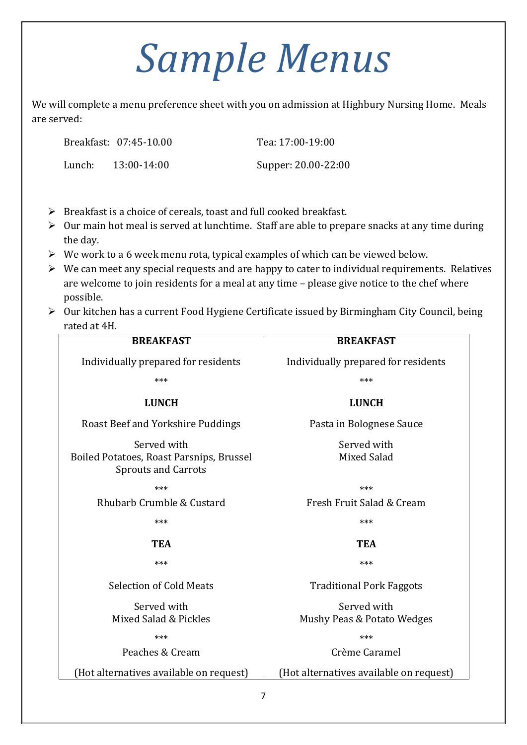# *Sample Menus*

We will complete a menu preference sheet with you on admission at Highbury Nursing Home. Meals are served:

Breakfast: 07:45-10.00 | Tea: 17:00-19:00

Lunch: 13:00-14:00 | Supper: 20.00-22:00

- Breakfast is a choice of cereals, toast and full cooked breakfast.
- Our main hot meal is served at lunchtime. Staff are able to prepare snacks at any time during the day.
- We work to a 6 week menu rota, typical examples of which can be viewed below.
- We can meet any special requests and are happy to cater to individual requirements. Relatives are welcome to join residents for a meal at any time – please give notice to the chef where possible.
- Our kitchen has a current Food Hygiene Certificate issued by Birmingham City Council, being rated at 4H.

| **BREAKFAST** | **BREAKFAST** |
|---|---|
| Individually prepared for residents | Individually prepared for residents |
| *** | *** |
| **LUNCH** | **LUNCH** |
| Roast Beef and Yorkshire Puddings | Pasta in Bolognese Sauce |
| Served with Boiled Potatoes, Roast Parsnips, Brussel Sprouts and Carrots | Served with Mixed Salad |
| *** | *** |
| Rhubarb Crumble & Custard | Fresh Fruit Salad & Cream |
| *** | *** |
| **TEA** | **TEA** |
| *** | *** |
| Selection of Cold Meats | Traditional Pork Faggots |
| Served with Mixed Salad & Pickles | Served with Mushy Peas & Potato Wedges |
| *** | *** |
| Peaches & Cream | Crème Caramel |
| (Hot alternatives available on request) | (Hot alternatives available on request) |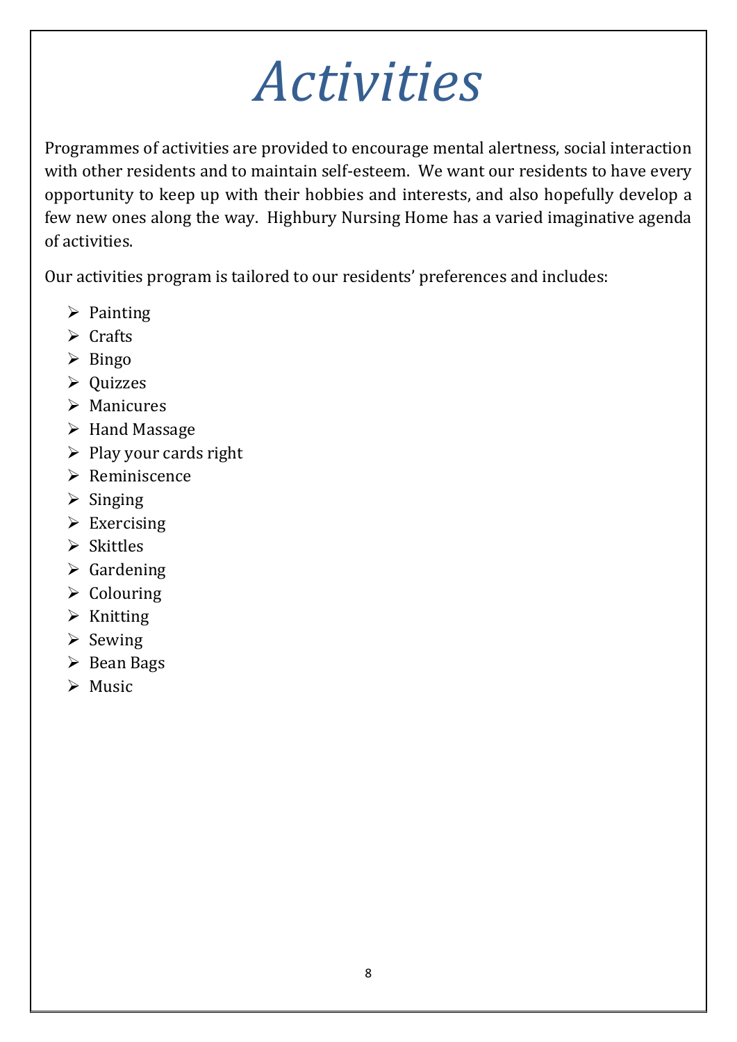# *Activities*

Programmes of activities are provided to encourage mental alertness, social interaction with other residents and to maintain self-esteem. We want our residents to have every opportunity to keep up with their hobbies and interests, and also hopefully develop a few new ones along the way. Highbury Nursing Home has a varied imaginative agenda of activities.

Our activities program is tailored to our residents' preferences and includes:

- Painting
- Crafts
- Bingo
- Quizzes
- Manicures
- Hand Massage
- Play your cards right
- Reminiscence
- Singing
- Exercising
- Skittles
- Gardening
- Colouring
- Knitting
- Sewing
- Bean Bags
- Music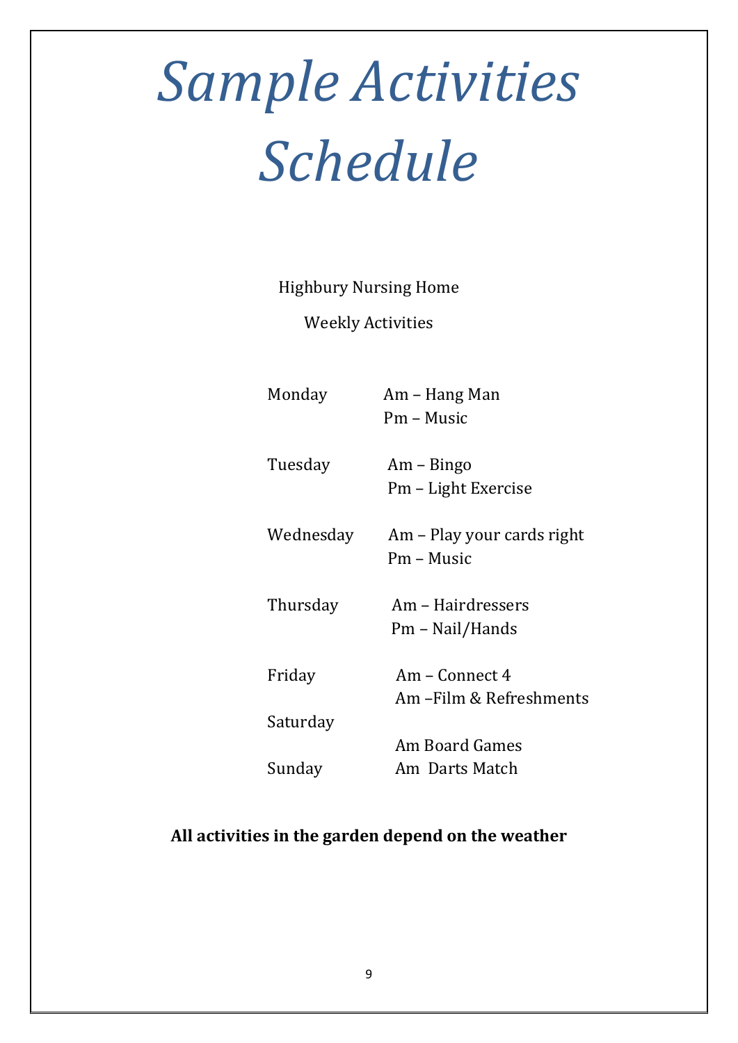# *Sample Activities Schedule*

Highbury Nursing Home

Weekly Activities

| | |
|---|---|
| Monday | Am – Hang Man<br>Pm – Music |
| Tuesday | Am – Bingo<br>Pm – Light Exercise |
| Wednesday | Am – Play your cards right<br>Pm – Music |
| Thursday | Am – Hairdressers<br>Pm – Nail/Hands |
| Friday | Am – Connect 4<br>Am –Film & Refreshments |
| Saturday | Am Board Games |
| Sunday | Am Darts Match |

**All activities in the garden depend on the weather**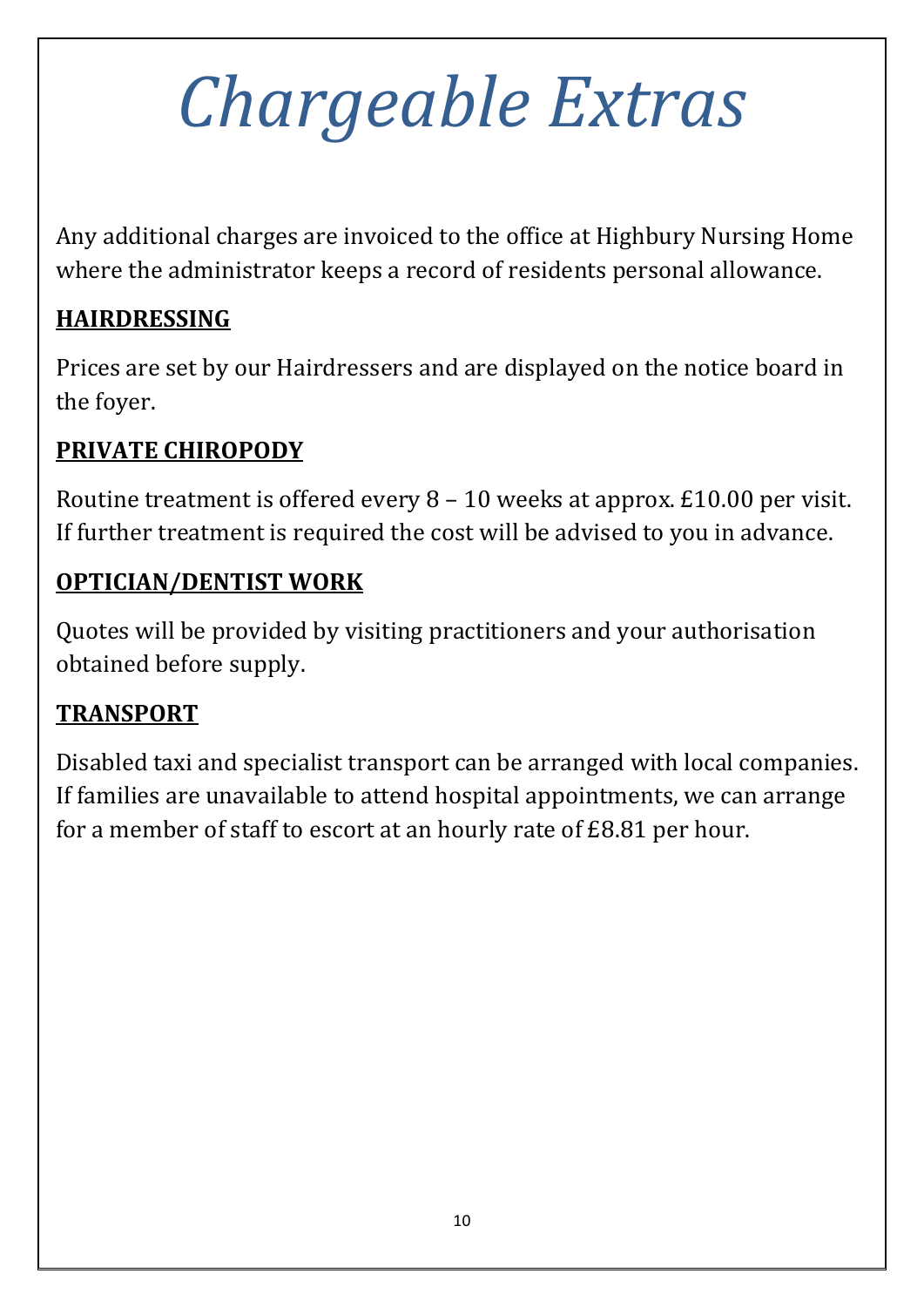# *Chargeable Extras*

Any additional charges are invoiced to the office at Highbury Nursing Home where the administrator keeps a record of residents personal allowance.

## HAIRDRESSING

Prices are set by our Hairdressers and are displayed on the notice board in the foyer.

## PRIVATE CHIROPODY

Routine treatment is offered every 8 – 10 weeks at approx. £10.00 per visit. If further treatment is required the cost will be advised to you in advance.

## OPTICIAN/DENTIST WORK

Quotes will be provided by visiting practitioners and your authorisation obtained before supply.

## TRANSPORT

Disabled taxi and specialist transport can be arranged with local companies. If families are unavailable to attend hospital appointments, we can arrange for a member of staff to escort at an hourly rate of £8.81 per hour.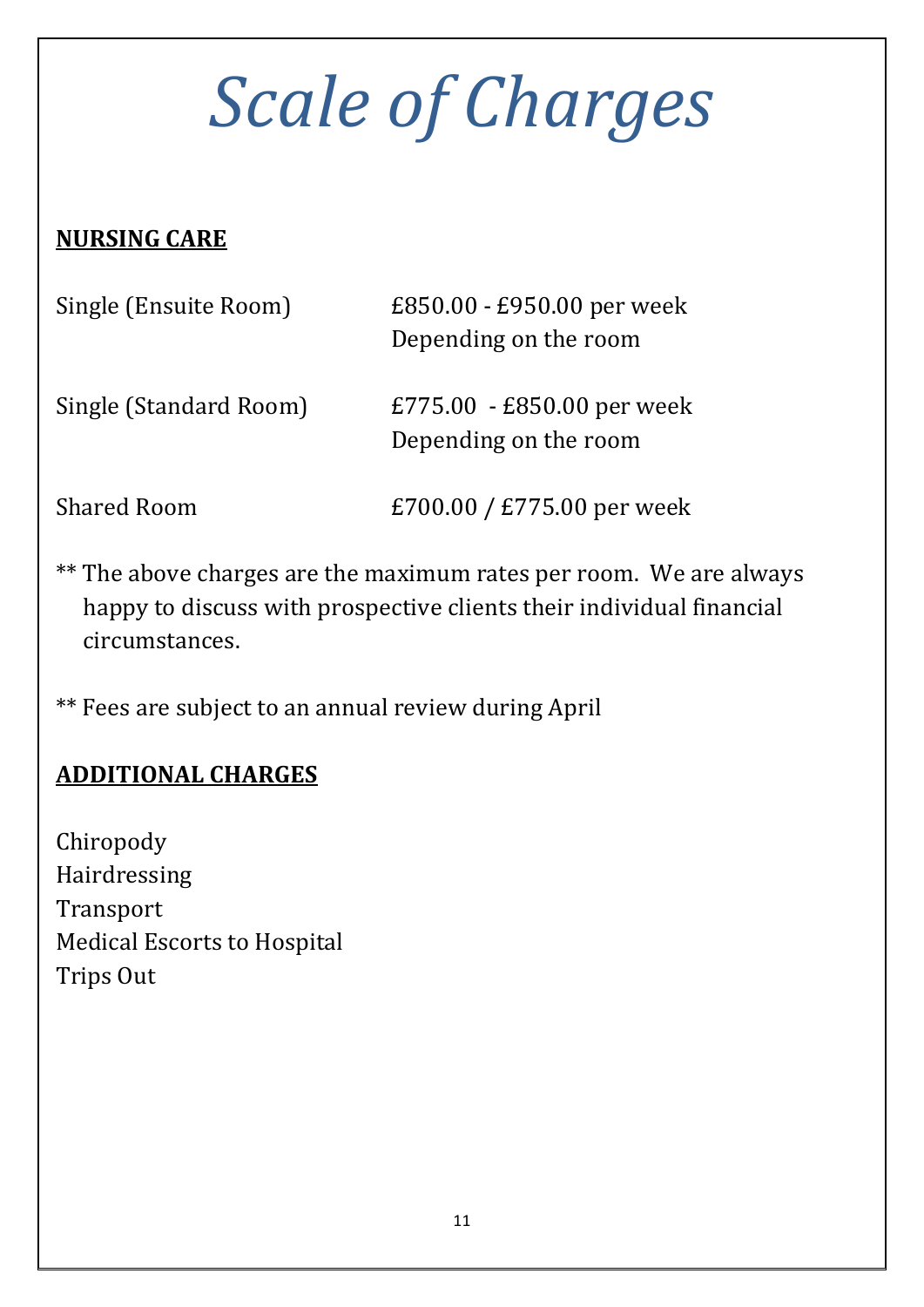# *Scale of Charges*

**NURSING CARE**

| | |
|---|---|
| Single (Ensuite Room) | £850.00 - £950.00 per week Depending on the room |
| Single (Standard Room) | £775.00 - £850.00 per week Depending on the room |
| Shared Room | £700.00 / £775.00 per week |

** The above charges are the maximum rates per room. We are always happy to discuss with prospective clients their individual financial circumstances.

** Fees are subject to an annual review during April

**ADDITIONAL CHARGES**

Chiropody
Hairdressing
Transport
Medical Escorts to Hospital
Trips Out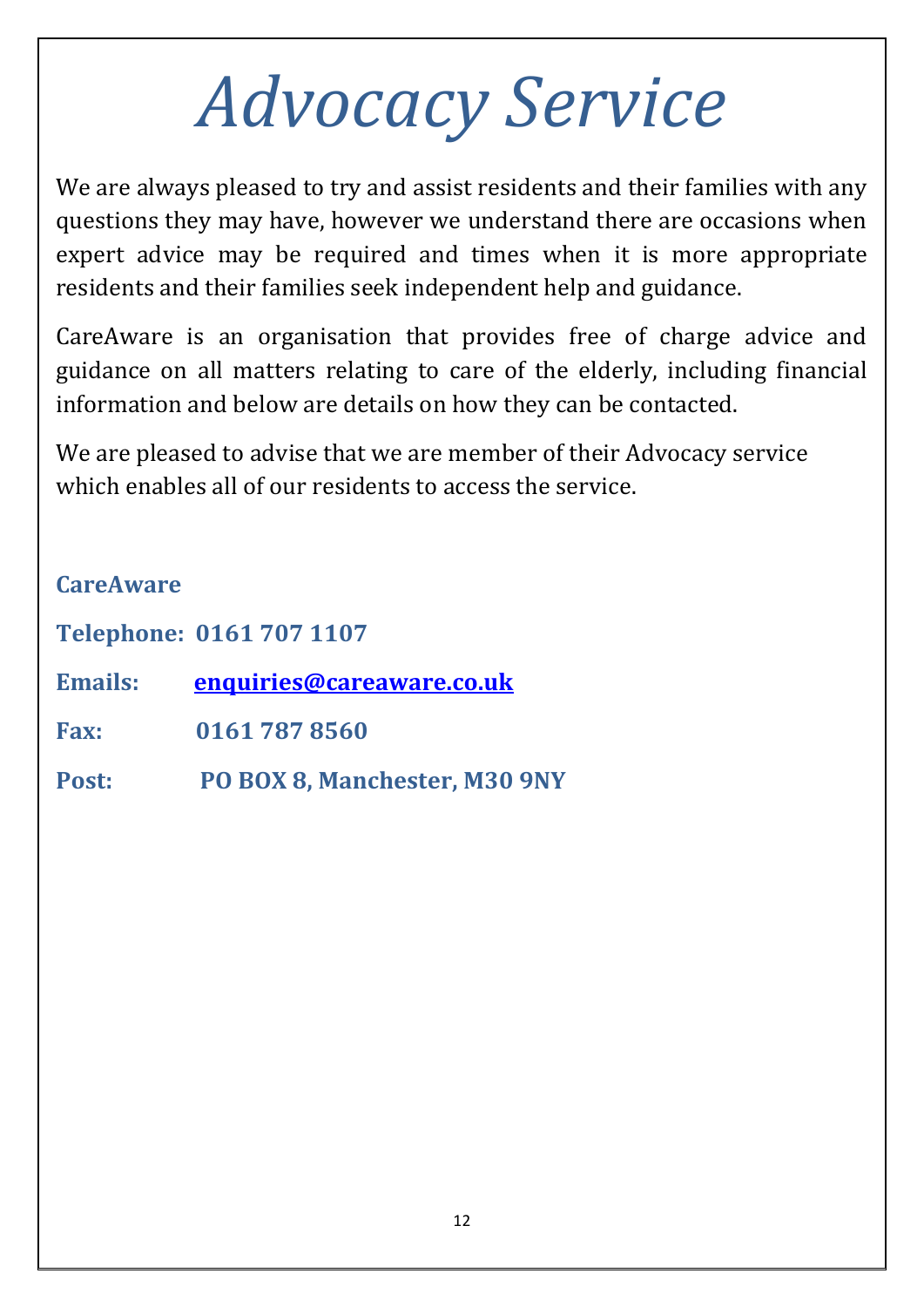# *Advocacy Service*

We are always pleased to try and assist residents and their families with any questions they may have, however we understand there are occasions when expert advice may be required and times when it is more appropriate residents and their families seek independent help and guidance.

CareAware is an organisation that provides free of charge advice and guidance on all matters relating to care of the elderly, including financial information and below are details on how they can be contacted.

We are pleased to advise that we are member of their Advocacy service which enables all of our residents to access the service.

**CareAware**

**Telephone: 0161 707 1107**

**Emails: enquiries@careaware.co.uk**

**Fax: 0161 787 8560**

**Post: PO BOX 8, Manchester, M30 9NY**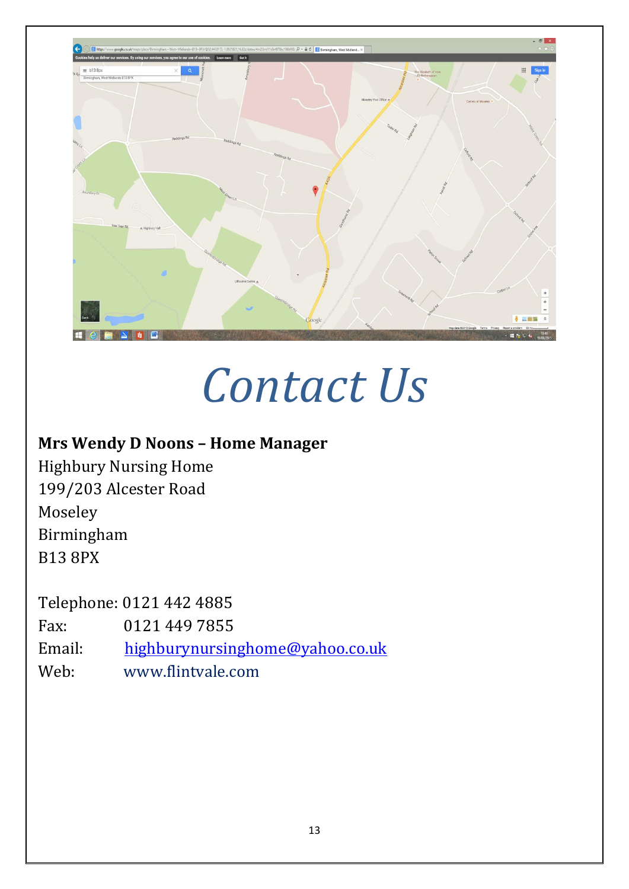# Contact Us

**Mrs Wendy D Noons – Home Manager**
Highbury Nursing Home
199/203 Alcester Road
Moseley
Birmingham
B13 8PX

Telephone: 0121 442 4885
Fax: 0121 449 7855
Email: highburynursinghome@yahoo.co.uk
Web: www.flintvale.com